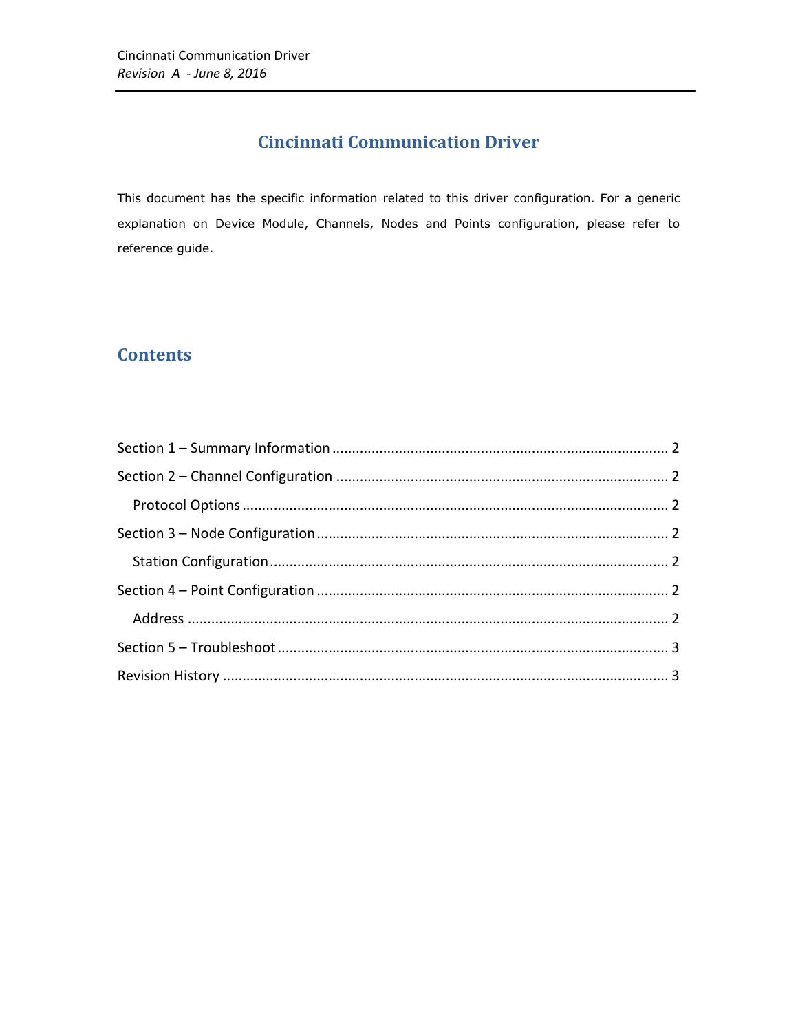# Cincinnati Communication Driver

This document has the specific information related to this driver configuration. For a generic explanation on Device Module, Channels, Nodes and Points configuration, please refer to reference guide.

## Contents

Section 1 – Summary Information ..... 2

Section 2 – Channel Configuration ..... 2

- Protocol Options ..... 2

Section 3 – Node Configuration ..... 2

- Station Configuration ..... 2

Section 4 – Point Configuration ..... 2

- Address ..... 2

Section 5 – Troubleshoot ..... 3

Revision History ..... 3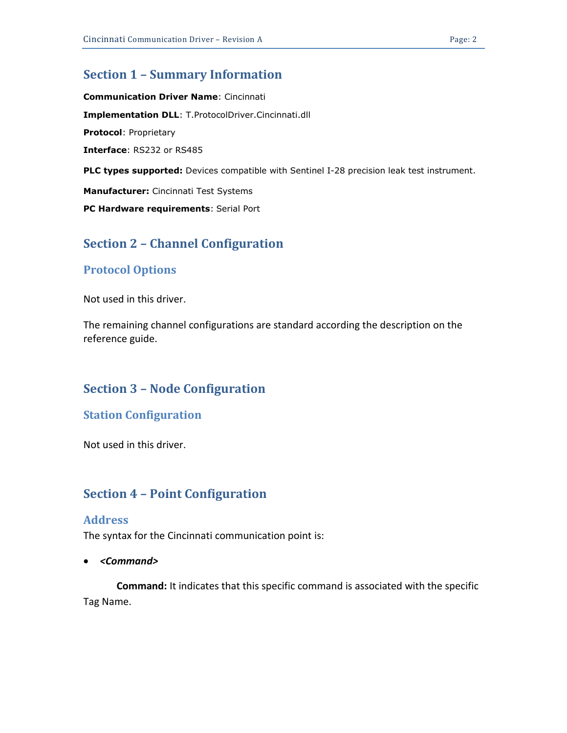## Section 1 – Summary Information

**Communication Driver Name**: Cincinnati

**Implementation DLL**: T.ProtocolDriver.Cincinnati.dll

**Protocol**: Proprietary

**Interface**: RS232 or RS485

**PLC types supported:** Devices compatible with Sentinel I-28 precision leak test instrument.

**Manufacturer:** Cincinnati Test Systems

**PC Hardware requirements**: Serial Port

## Section 2 – Channel Configuration

### Protocol Options

Not used in this driver.

The remaining channel configurations are standard according the description on the reference guide.

## Section 3 – Node Configuration

### Station Configuration

Not used in this driver.

## Section 4 – Point Configuration

### Address

The syntax for the Cincinnati communication point is:

- ***<Command>***

**Command:** It indicates that this specific command is associated with the specific Tag Name.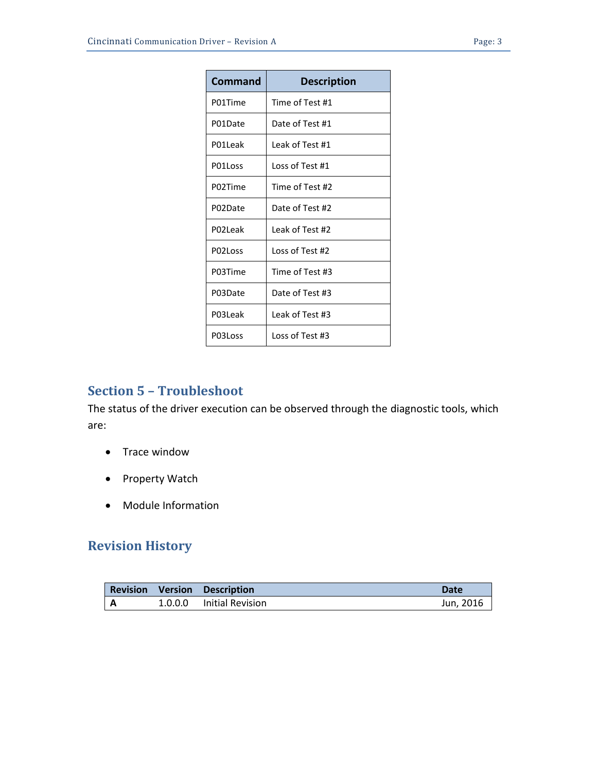| Command | Description |
| --- | --- |
| P01Time | Time of Test #1 |
| P01Date | Date of Test #1 |
| P01Leak | Leak of Test #1 |
| P01Loss | Loss of Test #1 |
| P02Time | Time of Test #2 |
| P02Date | Date of Test #2 |
| P02Leak | Leak of Test #2 |
| P02Loss | Loss of Test #2 |
| P03Time | Time of Test #3 |
| P03Date | Date of Test #3 |
| P03Leak | Leak of Test #3 |
| P03Loss | Loss of Test #3 |

## Section 5 – Troubleshoot

The status of the driver execution can be observed through the diagnostic tools, which are:

- Trace window
- Property Watch
- Module Information

## Revision History

| Revision | Version | Description | Date |
| --- | --- | --- | --- |
| **A** | 1.0.0.0 | Initial Revision | Jun, 2016 |